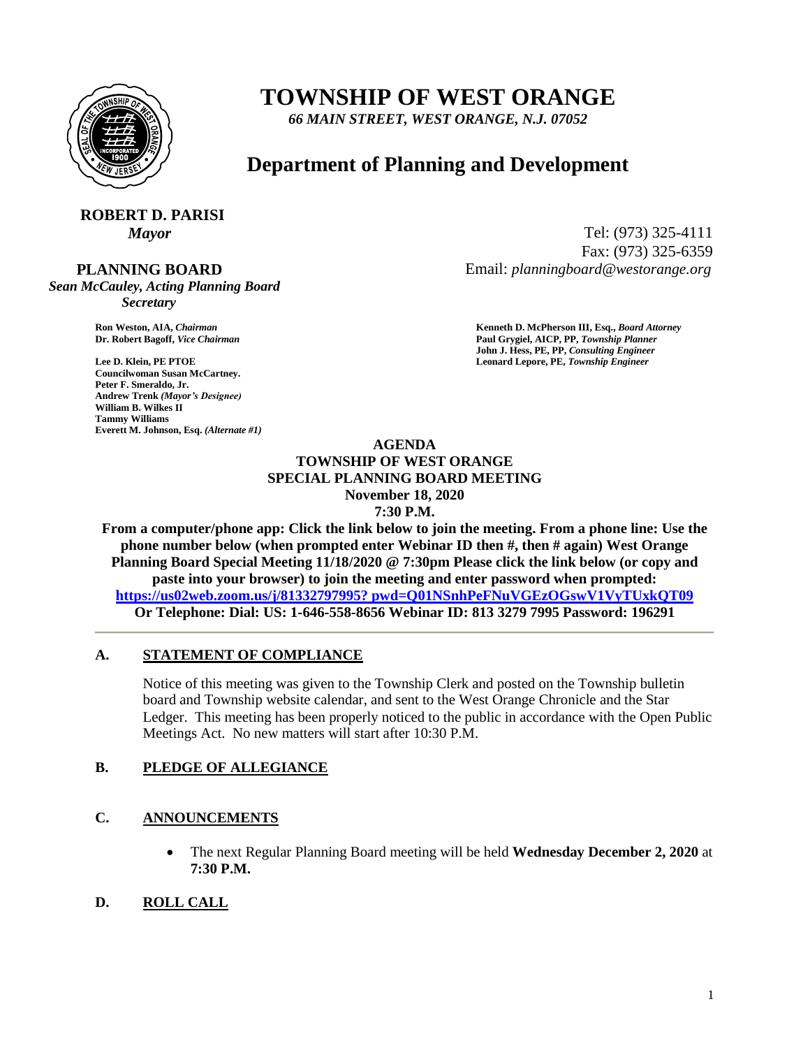# TOWNSHIP OF WEST ORANGE

*66 MAIN STREET, WEST ORANGE, N.J. 07052*

## Department of Planning and Development

**ROBERT D. PARISI**
*Mayor*

Tel: (973) 325-4111
Fax: (973) 325-6359
Email: *planningboard@westorange.org*

**PLANNING BOARD**
*Sean McCauley, Acting Planning Board Secretary*

**Ron Weston, AIA,** *Chairman*
**Dr. Robert Bagoff,** *Vice Chairman*
**Lee D. Klein, PE PTOE**
**Councilwoman Susan McCartney.**
**Peter F. Smeraldo, Jr.**
**Andrew Trenk** *(Mayor's Designee)*
**William B. Wilkes II**
**Tammy Williams**
**Everett M. Johnson, Esq.** *(Alternate #1)*

**Kenneth D. McPherson III, Esq.,** *Board Attorney*
**Paul Grygiel, AICP, PP,** *Township Planner*
**John J. Hess, PE, PP,** *Consulting Engineer*
**Leonard Lepore, PE,** *Township Engineer*

**AGENDA**
**TOWNSHIP OF WEST ORANGE**
**SPECIAL PLANNING BOARD MEETING**
**November 18, 2020**
**7:30 P.M.**

**From a computer/phone app: Click the link below to join the meeting. From a phone line: Use the phone number below (when prompted enter Webinar ID then #, then # again) West Orange Planning Board Special Meeting 11/18/2020 @ 7:30pm Please click the link below (or copy and paste into your browser) to join the meeting and enter password when prompted: https://us02web.zoom.us/j/81332797995? pwd=Q01NSnhPeFNuVGEzOGswV1VyTUxkQT09**
**Or Telephone: Dial: US: 1-646-558-8656 Webinar ID: 813 3279 7995 Password: 196291**

---

### A. STATEMENT OF COMPLIANCE

Notice of this meeting was given to the Township Clerk and posted on the Township bulletin board and Township website calendar, and sent to the West Orange Chronicle and the Star Ledger. This meeting has been properly noticed to the public in accordance with the Open Public Meetings Act. No new matters will start after 10:30 P.M.

### B. PLEDGE OF ALLEGIANCE

### C. ANNOUNCEMENTS

- The next Regular Planning Board meeting will be held **Wednesday December 2, 2020** at **7:30 P.M.**

### D. ROLL CALL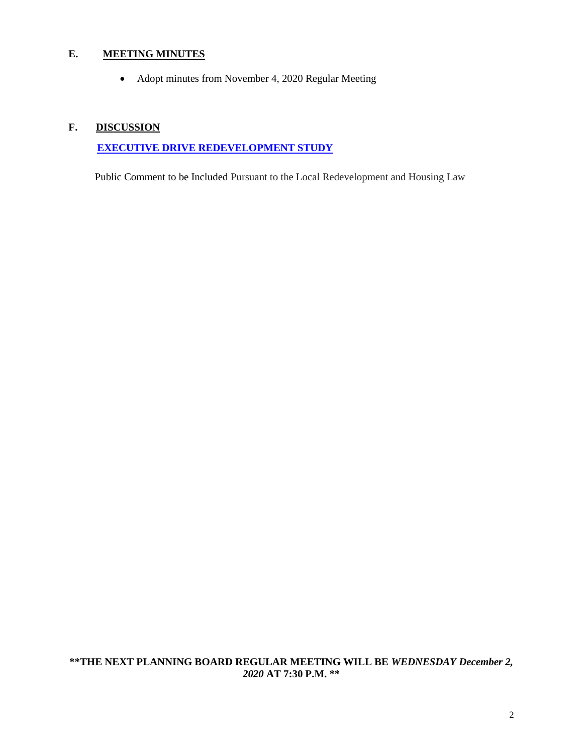## E. MEETING MINUTES

- Adopt minutes from November 4, 2020 Regular Meeting

## F. DISCUSSION

**EXECUTIVE DRIVE REDEVELOPMENT STUDY**

Public Comment to be Included Pursuant to the Local Redevelopment and Housing Law

**\*\*THE NEXT PLANNING BOARD REGULAR MEETING WILL BE *WEDNESDAY December 2, 2020* AT 7:30 P.M. \*\***